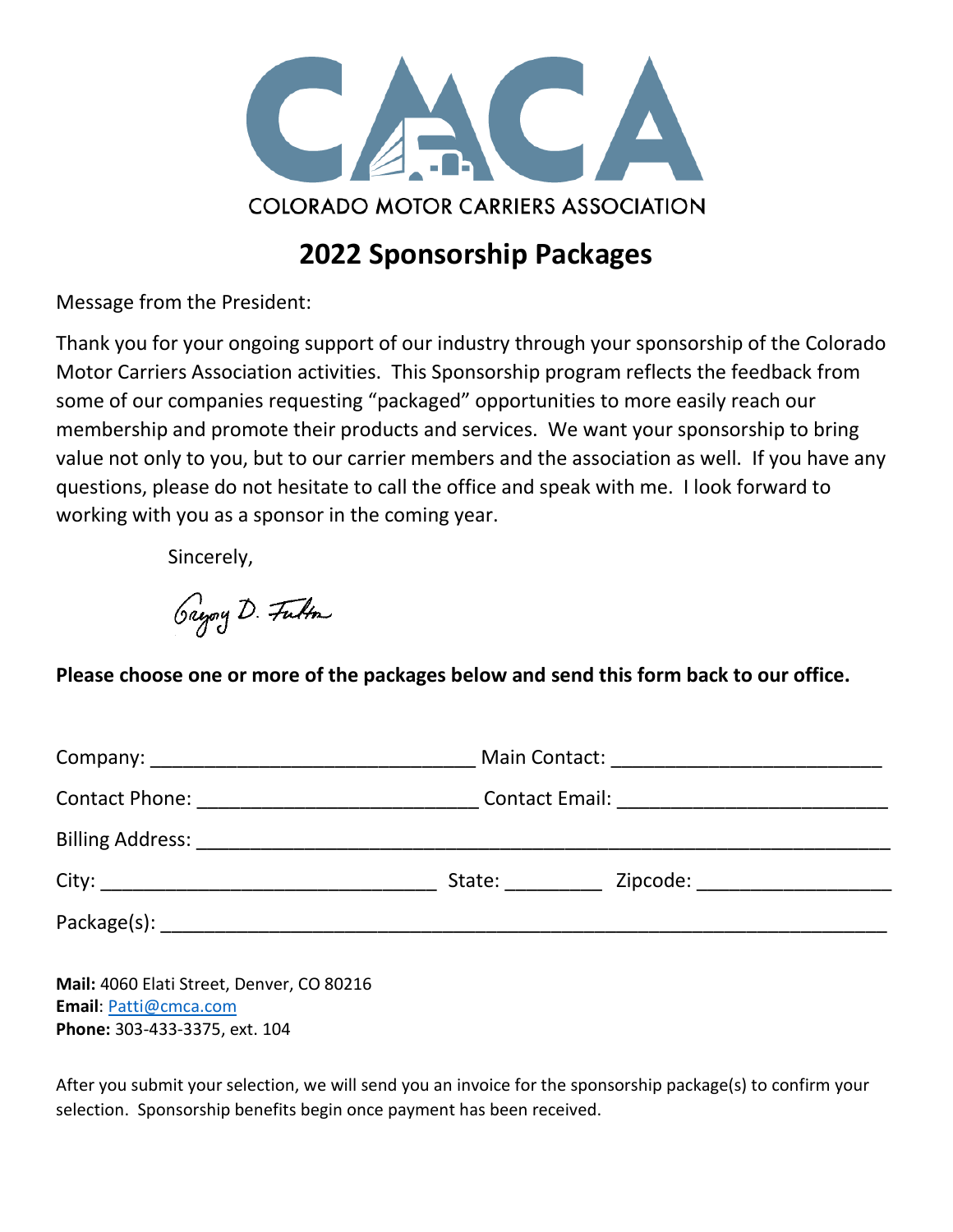# CMCA

COLORADO MOTOR CARRIERS ASSOCIATION

## 2022 Sponsorship Packages

Message from the President:

Thank you for your ongoing support of our industry through your sponsorship of the Colorado Motor Carriers Association activities. This Sponsorship program reflects the feedback from some of our companies requesting "packaged" opportunities to more easily reach our membership and promote their products and services. We want your sponsorship to bring value not only to you, but to our carrier members and the association as well. If you have any questions, please do not hesitate to call the office and speak with me. I look forward to working with you as a sponsor in the coming year.

Sincerely,

Gregory D. Fulton

**Please choose one or more of the packages below and send this form back to our office.**

Company: ______________________________ Main Contact: _________________________

Contact Phone: __________________________ Contact Email: _________________________

Billing Address: _________________________________________________________________

City: _______________________________ State: _________ Zipcode: __________________

Package(s): _____________________________________________________________________

**Mail:** 4060 Elati Street, Denver, CO 80216
**Email**: Patti@cmca.com
**Phone:** 303-433-3375, ext. 104

After you submit your selection, we will send you an invoice for the sponsorship package(s) to confirm your selection. Sponsorship benefits begin once payment has been received.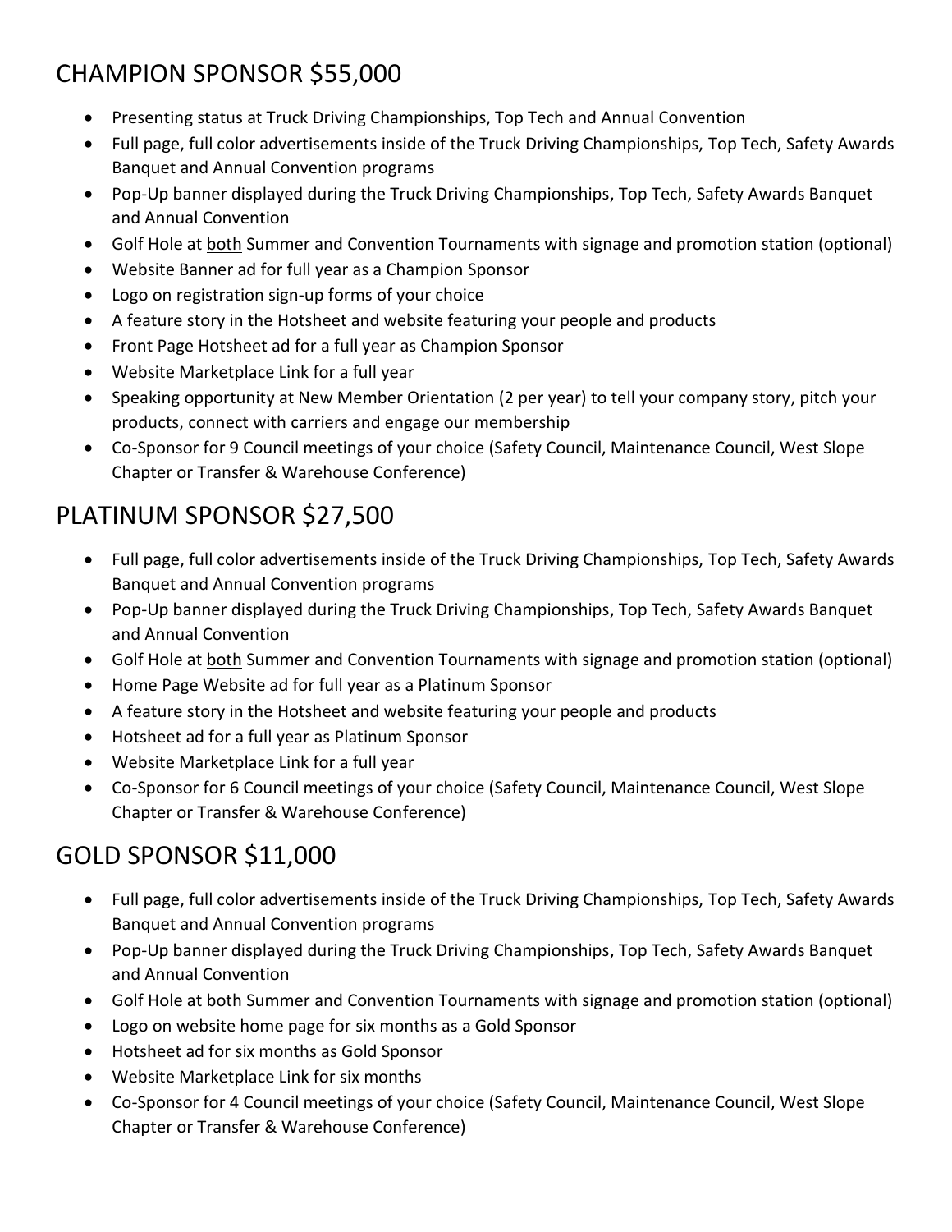## CHAMPION SPONSOR $55,000

- Presenting status at Truck Driving Championships, Top Tech and Annual Convention
- Full page, full color advertisements inside of the Truck Driving Championships, Top Tech, Safety Awards Banquet and Annual Convention programs
- Pop-Up banner displayed during the Truck Driving Championships, Top Tech, Safety Awards Banquet and Annual Convention
- Golf Hole at <u>both</u> Summer and Convention Tournaments with signage and promotion station (optional)
- Website Banner ad for full year as a Champion Sponsor
- Logo on registration sign-up forms of your choice
- A feature story in the Hotsheet and website featuring your people and products
- Front Page Hotsheet ad for a full year as Champion Sponsor
- Website Marketplace Link for a full year
- Speaking opportunity at New Member Orientation (2 per year) to tell your company story, pitch your products, connect with carriers and engage our membership
- Co-Sponsor for 9 Council meetings of your choice (Safety Council, Maintenance Council, West Slope Chapter or Transfer & Warehouse Conference)

## PLATINUM SPONSOR $27,500

- Full page, full color advertisements inside of the Truck Driving Championships, Top Tech, Safety Awards Banquet and Annual Convention programs
- Pop-Up banner displayed during the Truck Driving Championships, Top Tech, Safety Awards Banquet and Annual Convention
- Golf Hole at <u>both</u> Summer and Convention Tournaments with signage and promotion station (optional)
- Home Page Website ad for full year as a Platinum Sponsor
- A feature story in the Hotsheet and website featuring your people and products
- Hotsheet ad for a full year as Platinum Sponsor
- Website Marketplace Link for a full year
- Co-Sponsor for 6 Council meetings of your choice (Safety Council, Maintenance Council, West Slope Chapter or Transfer & Warehouse Conference)

## GOLD SPONSOR $11,000

- Full page, full color advertisements inside of the Truck Driving Championships, Top Tech, Safety Awards Banquet and Annual Convention programs
- Pop-Up banner displayed during the Truck Driving Championships, Top Tech, Safety Awards Banquet and Annual Convention
- Golf Hole at <u>both</u> Summer and Convention Tournaments with signage and promotion station (optional)
- Logo on website home page for six months as a Gold Sponsor
- Hotsheet ad for six months as Gold Sponsor
- Website Marketplace Link for six months
- Co-Sponsor for 4 Council meetings of your choice (Safety Council, Maintenance Council, West Slope Chapter or Transfer & Warehouse Conference)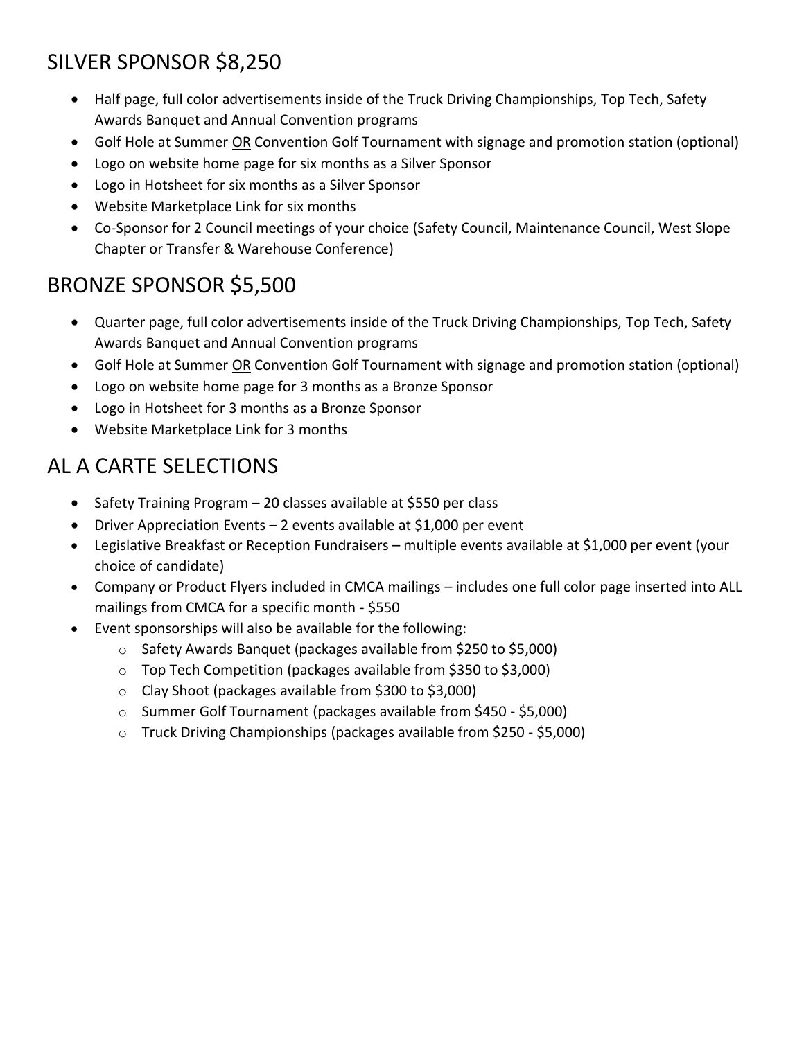## SILVER SPONSOR $8,250

- Half page, full color advertisements inside of the Truck Driving Championships, Top Tech, Safety Awards Banquet and Annual Convention programs
- Golf Hole at Summer <u>OR</u> Convention Golf Tournament with signage and promotion station (optional)
- Logo on website home page for six months as a Silver Sponsor
- Logo in Hotsheet for six months as a Silver Sponsor
- Website Marketplace Link for six months
- Co-Sponsor for 2 Council meetings of your choice (Safety Council, Maintenance Council, West Slope Chapter or Transfer & Warehouse Conference)

## BRONZE SPONSOR $5,500

- Quarter page, full color advertisements inside of the Truck Driving Championships, Top Tech, Safety Awards Banquet and Annual Convention programs
- Golf Hole at Summer <u>OR</u> Convention Golf Tournament with signage and promotion station (optional)
- Logo on website home page for 3 months as a Bronze Sponsor
- Logo in Hotsheet for 3 months as a Bronze Sponsor
- Website Marketplace Link for 3 months

## AL A CARTE SELECTIONS

- Safety Training Program – 20 classes available at $550 per class
- Driver Appreciation Events – 2 events available at $1,000 per event
- Legislative Breakfast or Reception Fundraisers – multiple events available at $1,000 per event (your choice of candidate)
- Company or Product Flyers included in CMCA mailings – includes one full color page inserted into ALL mailings from CMCA for a specific month - $550
- Event sponsorships will also be available for the following:
  - Safety Awards Banquet (packages available from $250 to $5,000)
  - Top Tech Competition (packages available from $350 to $3,000)
  - Clay Shoot (packages available from $300 to $3,000)
  - Summer Golf Tournament (packages available from $450 - $5,000)
  - Truck Driving Championships (packages available from $250 - $5,000)